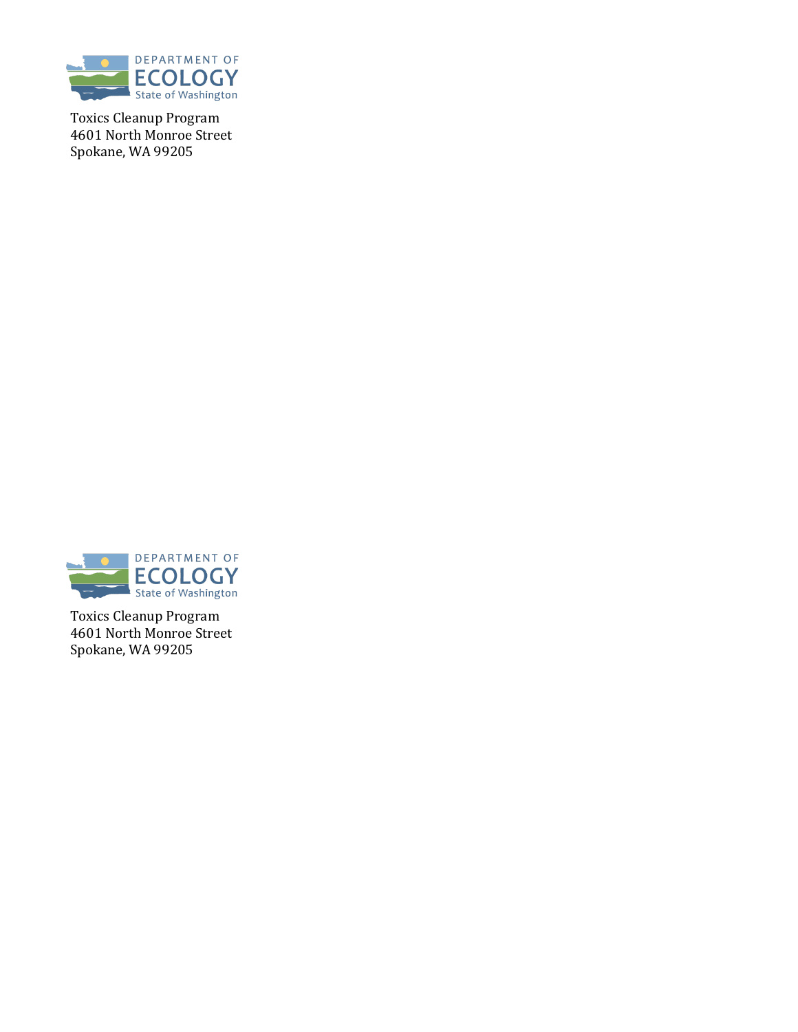DEPARTMENT OF
ECOLOGY
State of Washington

Toxics Cleanup Program
4601 North Monroe Street
Spokane, WA 99205

DEPARTMENT OF
ECOLOGY
State of Washington

Toxics Cleanup Program
4601 North Monroe Street
Spokane, WA 99205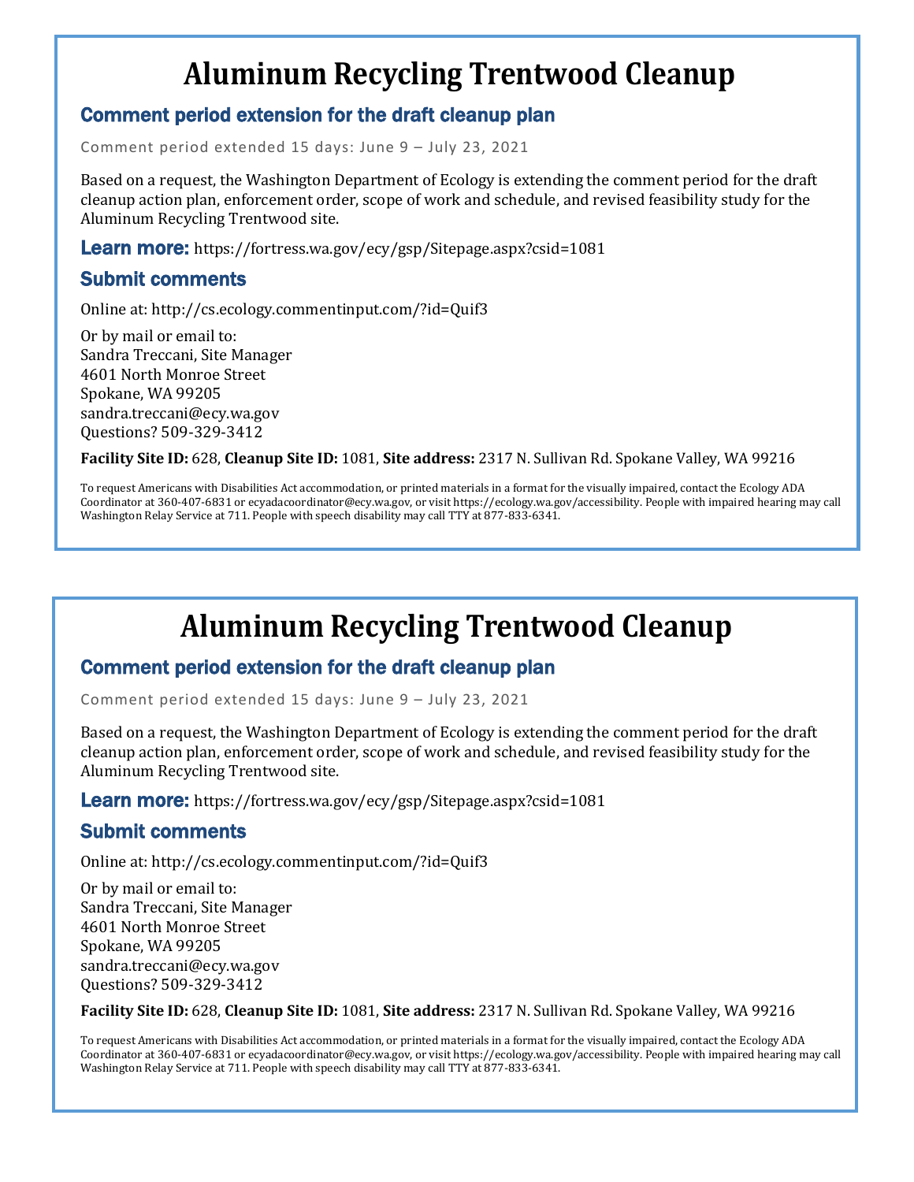# Aluminum Recycling Trentwood Cleanup

## Comment period extension for the draft cleanup plan

Comment period extended 15 days: June 9 – July 23, 2021

Based on a request, the Washington Department of Ecology is extending the comment period for the draft cleanup action plan, enforcement order, scope of work and schedule, and revised feasibility study for the Aluminum Recycling Trentwood site.

**Learn more:** https://fortress.wa.gov/ecy/gsp/Sitepage.aspx?csid=1081

## Submit comments

Online at: http://cs.ecology.commentinput.com/?id=Quif3

Or by mail or email to:
Sandra Treccani, Site Manager
4601 North Monroe Street
Spokane, WA 99205
sandra.treccani@ecy.wa.gov
Questions? 509-329-3412

**Facility Site ID:** 628, **Cleanup Site ID:** 1081, **Site address:** 2317 N. Sullivan Rd. Spokane Valley, WA 99216

To request Americans with Disabilities Act accommodation, or printed materials in a format for the visually impaired, contact the Ecology ADA Coordinator at 360-407-6831 or ecyadacoordinator@ecy.wa.gov, or visit https://ecology.wa.gov/accessibility. People with impaired hearing may call Washington Relay Service at 711. People with speech disability may call TTY at 877-833-6341.

# Aluminum Recycling Trentwood Cleanup

## Comment period extension for the draft cleanup plan

Comment period extended 15 days: June 9 – July 23, 2021

Based on a request, the Washington Department of Ecology is extending the comment period for the draft cleanup action plan, enforcement order, scope of work and schedule, and revised feasibility study for the Aluminum Recycling Trentwood site.

**Learn more:** https://fortress.wa.gov/ecy/gsp/Sitepage.aspx?csid=1081

## Submit comments

Online at: http://cs.ecology.commentinput.com/?id=Quif3

Or by mail or email to:
Sandra Treccani, Site Manager
4601 North Monroe Street
Spokane, WA 99205
sandra.treccani@ecy.wa.gov
Questions? 509-329-3412

**Facility Site ID:** 628, **Cleanup Site ID:** 1081, **Site address:** 2317 N. Sullivan Rd. Spokane Valley, WA 99216

To request Americans with Disabilities Act accommodation, or printed materials in a format for the visually impaired, contact the Ecology ADA Coordinator at 360-407-6831 or ecyadacoordinator@ecy.wa.gov, or visit https://ecology.wa.gov/accessibility. People with impaired hearing may call Washington Relay Service at 711. People with speech disability may call TTY at 877-833-6341.